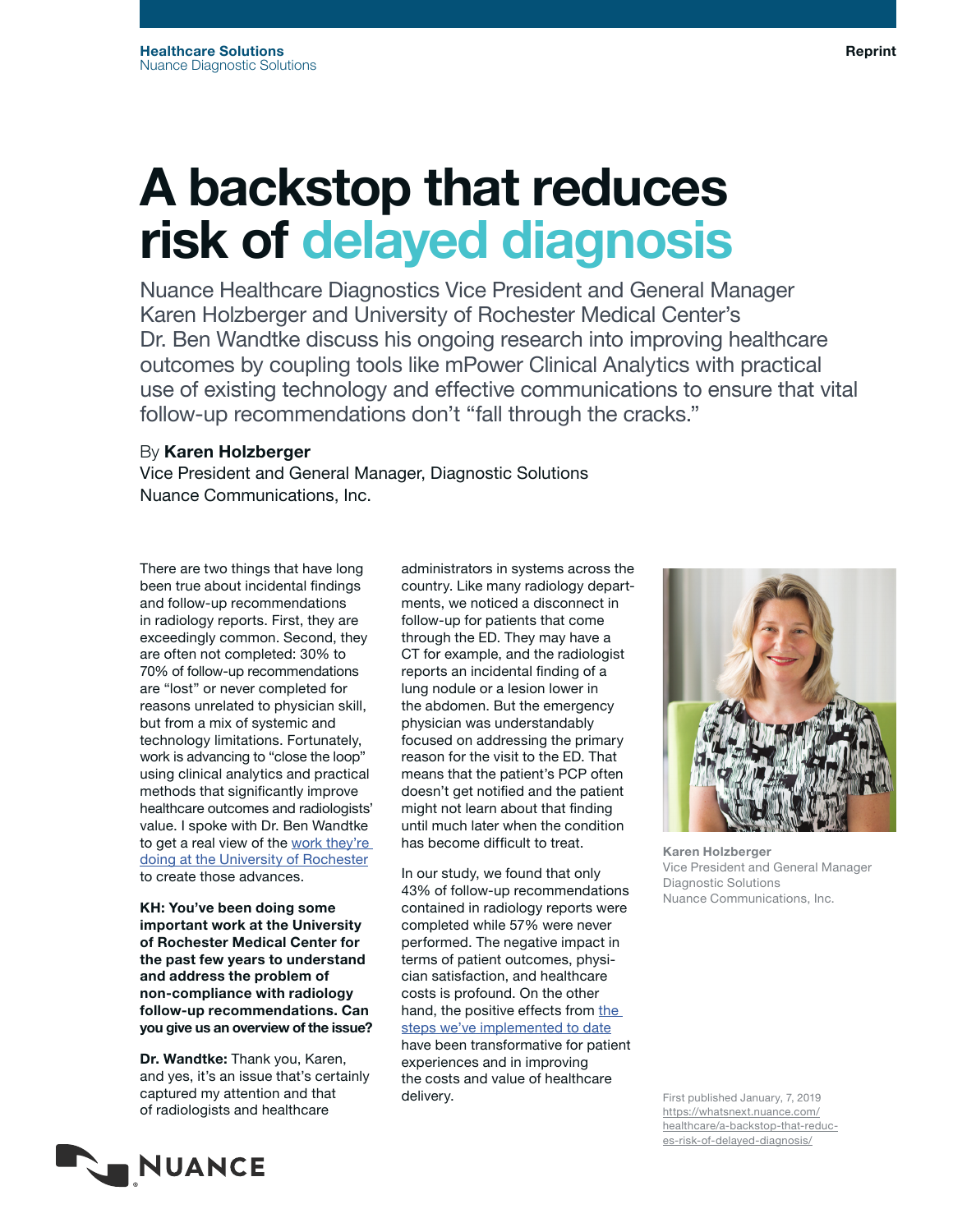Healthcare Solutions
Nuance Diagnostic Solutions

Reprint

# A backstop that reduces risk of delayed diagnosis

Nuance Healthcare Diagnostics Vice President and General Manager Karen Holzberger and University of Rochester Medical Center's Dr. Ben Wandtke discuss his ongoing research into improving healthcare outcomes by coupling tools like mPower Clinical Analytics with practical use of existing technology and effective communications to ensure that vital follow-up recommendations don't "fall through the cracks."

By **Karen Holzberger**
Vice President and General Manager, Diagnostic Solutions
Nuance Communications, Inc.

There are two things that have long been true about incidental findings and follow-up recommendations in radiology reports. First, they are exceedingly common. Second, they are often not completed: 30% to 70% of follow-up recommendations are "lost" or never completed for reasons unrelated to physician skill, but from a mix of systemic and technology limitations. Fortunately, work is advancing to "close the loop" using clinical analytics and practical methods that significantly improve healthcare outcomes and radiologists' value. I spoke with Dr. Ben Wandtke to get a real view of the work they're doing at the University of Rochester to create those advances.

**KH: You've been doing some important work at the University of Rochester Medical Center for the past few years to understand and address the problem of non-compliance with radiology follow-up recommendations. Can you give us an overview of the issue?**

**Dr. Wandtke:** Thank you, Karen, and yes, it's an issue that's certainly captured my attention and that of radiologists and healthcare administrators in systems across the country. Like many radiology departments, we noticed a disconnect in follow-up for patients that come through the ED. They may have a CT for example, and the radiologist reports an incidental finding of a lung nodule or a lesion lower in the abdomen. But the emergency physician was understandably focused on addressing the primary reason for the visit to the ED. That means that the patient's PCP often doesn't get notified and the patient might not learn about that finding until much later when the condition has become difficult to treat.

In our study, we found that only 43% of follow-up recommendations contained in radiology reports were completed while 57% were never performed. The negative impact in terms of patient outcomes, physician satisfaction, and healthcare costs is profound. On the other hand, the positive effects from the steps we've implemented to date have been transformative for patient experiences and in improving the costs and value of healthcare delivery.

Karen Holzberger
Vice President and General Manager
Diagnostic Solutions
Nuance Communications, Inc.

First published January, 7, 2019
https://whatsnext.nuance.com/healthcare/a-backstop-that-reduces-risk-of-delayed-diagnosis/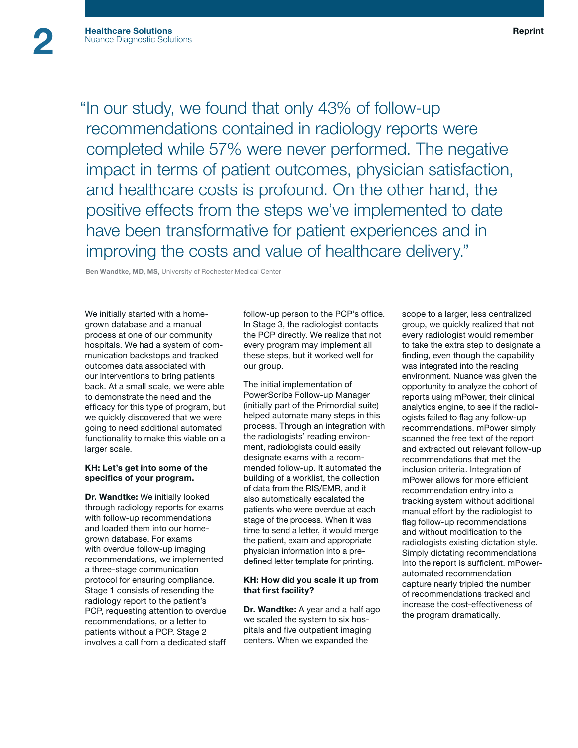> "In our study, we found that only 43% of follow-up recommendations contained in radiology reports were completed while 57% were never performed. The negative impact in terms of patient outcomes, physician satisfaction, and healthcare costs is profound. On the other hand, the positive effects from the steps we've implemented to date have been transformative for patient experiences and in improving the costs and value of healthcare delivery."

**Ben Wandtke, MD, MS,** University of Rochester Medical Center

We initially started with a homegrown database and a manual process at one of our community hospitals. We had a system of communication backstops and tracked outcomes data associated with our interventions to bring patients back. At a small scale, we were able to demonstrate the need and the efficacy for this type of program, but we quickly discovered that we were going to need additional automated functionality to make this viable on a larger scale.

**KH: Let's get into some of the specifics of your program.**

**Dr. Wandtke:** We initially looked through radiology reports for exams with follow-up recommendations and loaded them into our homegrown database. For exams with overdue follow-up imaging recommendations, we implemented a three-stage communication protocol for ensuring compliance. Stage 1 consists of resending the radiology report to the patient's PCP, requesting attention to overdue recommendations, or a letter to patients without a PCP. Stage 2 involves a call from a dedicated staff follow-up person to the PCP's office. In Stage 3, the radiologist contacts the PCP directly. We realize that not every program may implement all these steps, but it worked well for our group.

The initial implementation of PowerScribe Follow-up Manager (initially part of the Primordial suite) helped automate many steps in this process. Through an integration with the radiologists' reading environment, radiologists could easily designate exams with a recommended follow-up. It automated the building of a worklist, the collection of data from the RIS/EMR, and it also automatically escalated the patients who were overdue at each stage of the process. When it was time to send a letter, it would merge the patient, exam and appropriate physician information into a predefined letter template for printing.

**KH: How did you scale it up from that first facility?**

**Dr. Wandtke:** A year and a half ago we scaled the system to six hospitals and five outpatient imaging centers. When we expanded the scope to a larger, less centralized group, we quickly realized that not every radiologist would remember to take the extra step to designate a finding, even though the capability was integrated into the reading environment. Nuance was given the opportunity to analyze the cohort of reports using mPower, their clinical analytics engine, to see if the radiologists failed to flag any follow-up recommendations. mPower simply scanned the free text of the report and extracted out relevant follow-up recommendations that met the inclusion criteria. Integration of mPower allows for more efficient recommendation entry into a tracking system without additional manual effort by the radiologist to flag follow-up recommendations and without modification to the radiologists existing dictation style. Simply dictating recommendations into the report is sufficient. mPower-automated recommendation capture nearly tripled the number of recommendations tracked and increase the cost-effectiveness of the program dramatically.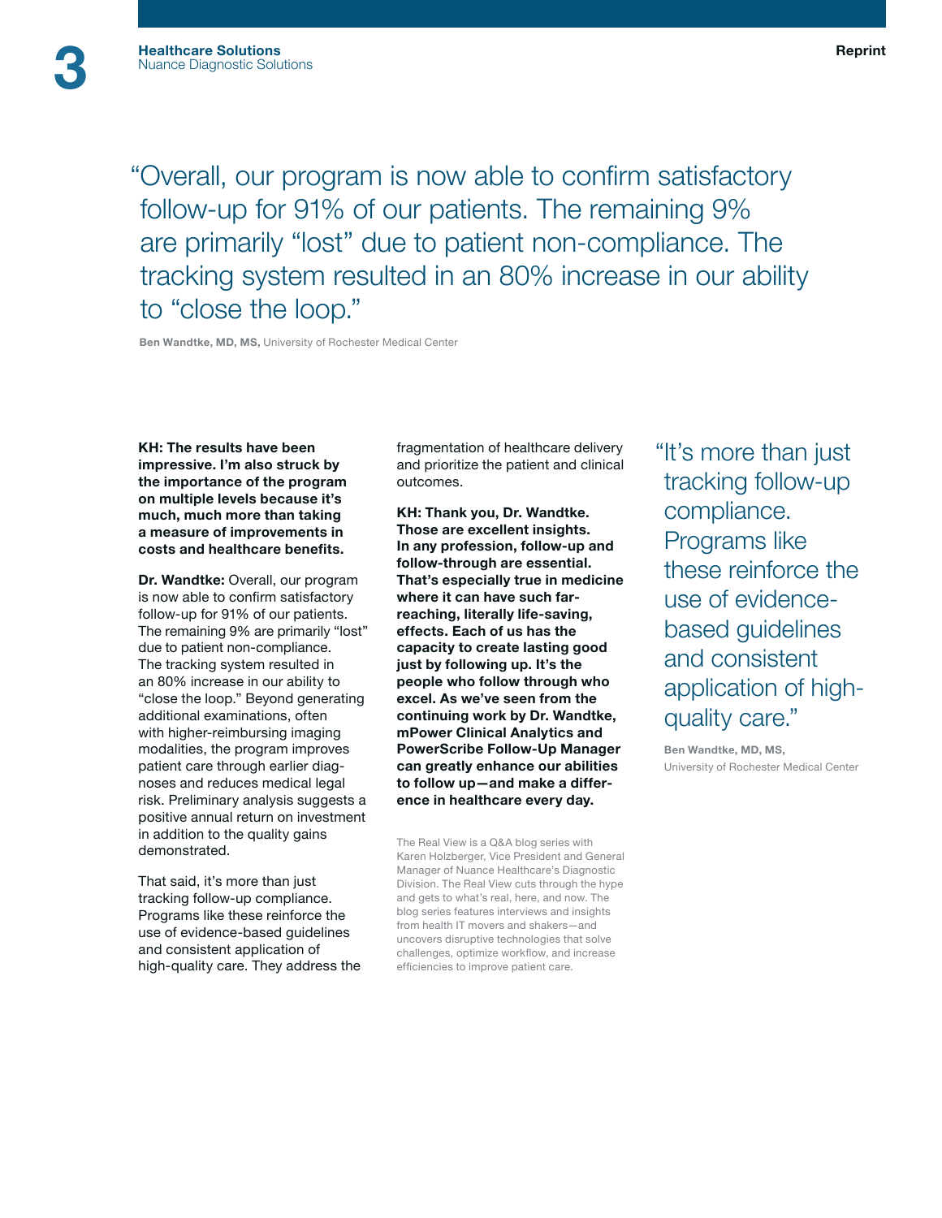“Overall, our program is now able to confirm satisfactory follow-up for 91% of our patients. The remaining 9% are primarily “lost” due to patient non-compliance. The tracking system resulted in an 80% increase in our ability to “close the loop.”

**Ben Wandtke, MD, MS,** University of Rochester Medical Center

**KH: The results have been impressive. I’m also struck by the importance of the program on multiple levels because it’s much, much more than taking a measure of improvements in costs and healthcare benefits.**

**Dr. Wandtke:** Overall, our program is now able to confirm satisfactory follow-up for 91% of our patients. The remaining 9% are primarily “lost” due to patient non-compliance. The tracking system resulted in an 80% increase in our ability to “close the loop.” Beyond generating additional examinations, often with higher-reimbursing imaging modalities, the program improves patient care through earlier diagnoses and reduces medical legal risk. Preliminary analysis suggests a positive annual return on investment in addition to the quality gains demonstrated.

That said, it’s more than just tracking follow-up compliance. Programs like these reinforce the use of evidence-based guidelines and consistent application of high-quality care. They address the fragmentation of healthcare delivery and prioritize the patient and clinical outcomes.

**KH: Thank you, Dr. Wandtke. Those are excellent insights. In any profession, follow-up and follow-through are essential. That’s especially true in medicine where it can have such far-reaching, literally life-saving, effects. Each of us has the capacity to create lasting good just by following up. It’s the people who follow through who excel. As we’ve seen from the continuing work by Dr. Wandtke, mPower Clinical Analytics and PowerScribe Follow-Up Manager can greatly enhance our abilities to follow up—and make a difference in healthcare every day.**

The Real View is a Q&A blog series with Karen Holzberger, Vice President and General Manager of Nuance Healthcare’s Diagnostic Division. The Real View cuts through the hype and gets to what’s real, here, and now. The blog series features interviews and insights from health IT movers and shakers—and uncovers disruptive technologies that solve challenges, optimize workflow, and increase efficiencies to improve patient care.

“It’s more than just tracking follow-up compliance. Programs like these reinforce the use of evidence-based guidelines and consistent application of high-quality care.”

**Ben Wandtke, MD, MS,** University of Rochester Medical Center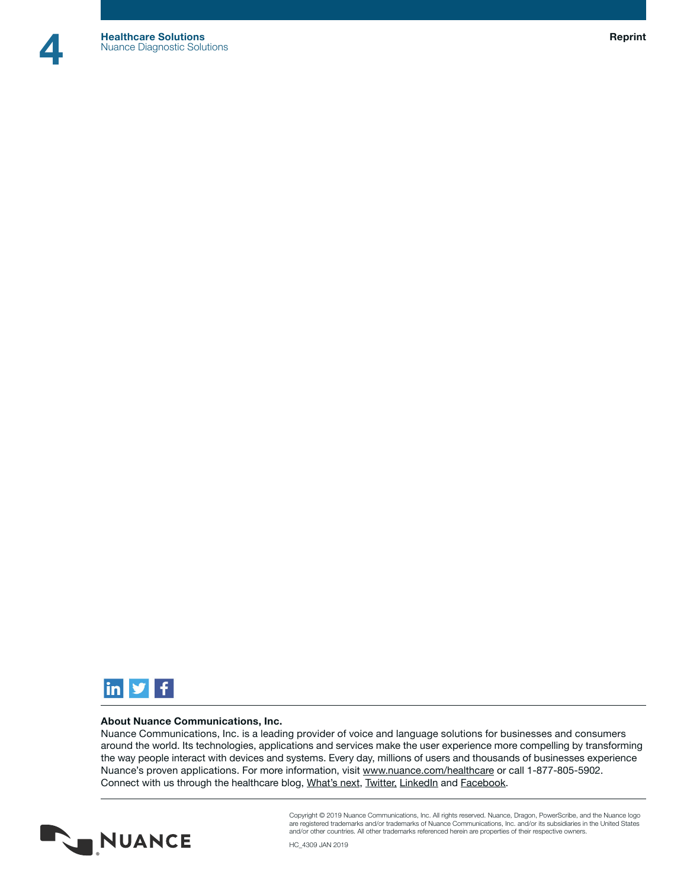**About Nuance Communications, Inc.**
Nuance Communications, Inc. is a leading provider of voice and language solutions for businesses and consumers around the world. Its technologies, applications and services make the user experience more compelling by transforming the way people interact with devices and systems. Every day, millions of users and thousands of businesses experience Nuance's proven applications. For more information, visit www.nuance.com/healthcare or call 1-877-805-5902. Connect with us through the healthcare blog, What's next, Twitter, LinkedIn and Facebook.

Copyright © 2019 Nuance Communications, Inc. All rights reserved. Nuance, Dragon, PowerScribe, and the Nuance logo are registered trademarks and/or trademarks of Nuance Communications, Inc. and/or its subsidiaries in the United States and/or other countries. All other trademarks referenced herein are properties of their respective owners.

HC_4309 JAN 2019